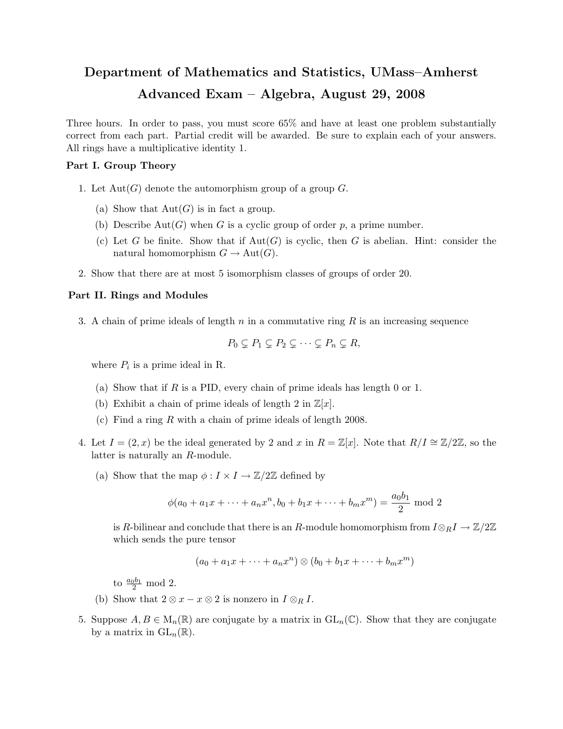# Department of Mathematics and Statistics, UMass–Amherst

## Advanced Exam – Algebra, August 29, 2008

Three hours. In order to pass, you must score 65% and have at least one problem substantially correct from each part. Partial credit will be awarded. Be sure to explain each of your answers. All rings have a multiplicative identity 1.

### Part I. Group Theory

1. Let $\text{Aut}(G)$ denote the automorphism group of a group $G$.

   (a) Show that $\text{Aut}(G)$ is in fact a group.

   (b) Describe $\text{Aut}(G)$ when $G$ is a cyclic group of order $p$, a prime number.

   (c) Let $G$ be finite. Show that if $\text{Aut}(G)$ is cyclic, then $G$ is abelian. Hint: consider the natural homomorphism $G \to \text{Aut}(G)$.

2. Show that there are at most 5 isomorphism classes of groups of order 20.

### Part II. Rings and Modules

3. A chain of prime ideals of length $n$ in a commutative ring $R$ is an increasing sequence

$$P_0 \subsetneq P_1 \subsetneq P_2 \subsetneq \cdots \subsetneq P_n \subsetneq R,$$

   where $P_i$ is a prime ideal in R.

   (a) Show that if $R$ is a PID, every chain of prime ideals has length 0 or 1.

   (b) Exhibit a chain of prime ideals of length 2 in $\mathbb{Z}[x]$.

   (c) Find a ring $R$ with a chain of prime ideals of length 2008.

4. Let $I = (2, x)$ be the ideal generated by 2 and $x$ in $R = \mathbb{Z}[x]$. Note that $R/I \cong \mathbb{Z}/2\mathbb{Z}$, so the latter is naturally an $R$-module.

   (a) Show that the map $\phi : I \times I \to \mathbb{Z}/2\mathbb{Z}$ defined by

$$\phi(a_0 + a_1x + \cdots + a_nx^n, b_0 + b_1x + \cdots + b_mx^m) = \frac{a_0b_1}{2} \bmod 2$$

   is $R$-bilinear and conclude that there is an $R$-module homomorphism from $I \otimes_R I \to \mathbb{Z}/2\mathbb{Z}$ which sends the pure tensor

$$(a_0 + a_1x + \cdots + a_nx^n) \otimes (b_0 + b_1x + \cdots + b_mx^m)$$

   to $\frac{a_0b_1}{2} \bmod 2$.

   (b) Show that $2 \otimes x - x \otimes 2$ is nonzero in $I \otimes_R I$.

5. Suppose $A, B \in \text{M}_n(\mathbb{R})$ are conjugate by a matrix in $\text{GL}_n(\mathbb{C})$. Show that they are conjugate by a matrix in $\text{GL}_n(\mathbb{R})$.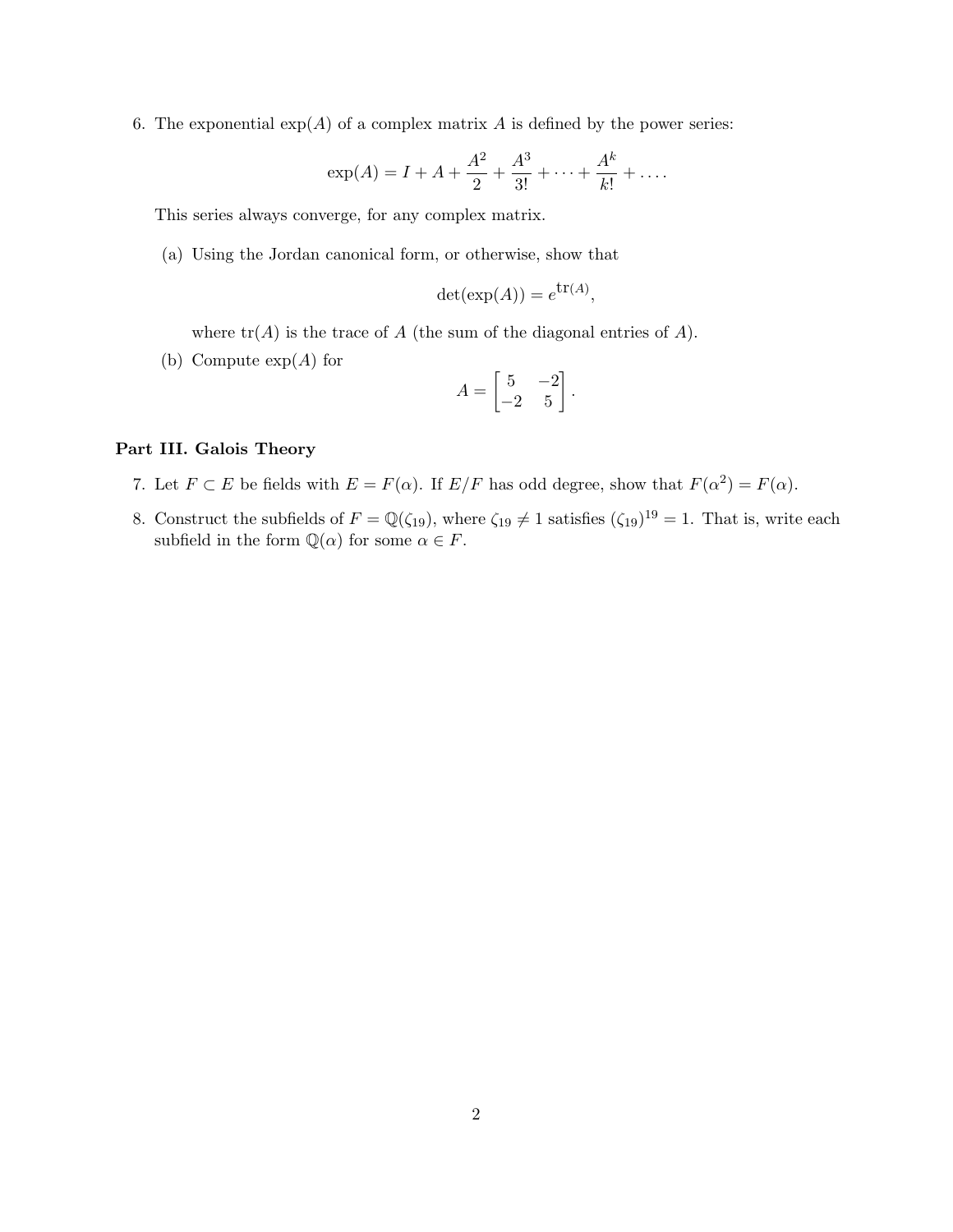6. The exponential $\exp(A)$ of a complex matrix $A$ is defined by the power series:

$$\exp(A) = I + A + \frac{A^2}{2} + \frac{A^3}{3!} + \cdots + \frac{A^k}{k!} + \ldots.$$

This series always converge, for any complex matrix.

(a) Using the Jordan canonical form, or otherwise, show that

$$\det(\exp(A)) = e^{\operatorname{tr}(A)},$$

where $\operatorname{tr}(A)$ is the trace of $A$ (the sum of the diagonal entries of $A$).

(b) Compute $\exp(A)$ for

$$A = \begin{bmatrix} 5 & -2 \\ -2 & 5 \end{bmatrix}.$$

**Part III. Galois Theory**

7. Let $F \subset E$ be fields with $E = F(\alpha)$. If $E/F$ has odd degree, show that $F(\alpha^2) = F(\alpha)$.

8. Construct the subfields of $F = \mathbb{Q}(\zeta_{19})$, where $\zeta_{19} \neq 1$ satisfies $(\zeta_{19})^{19} = 1$. That is, write each subfield in the form $\mathbb{Q}(\alpha)$ for some $\alpha \in F$.